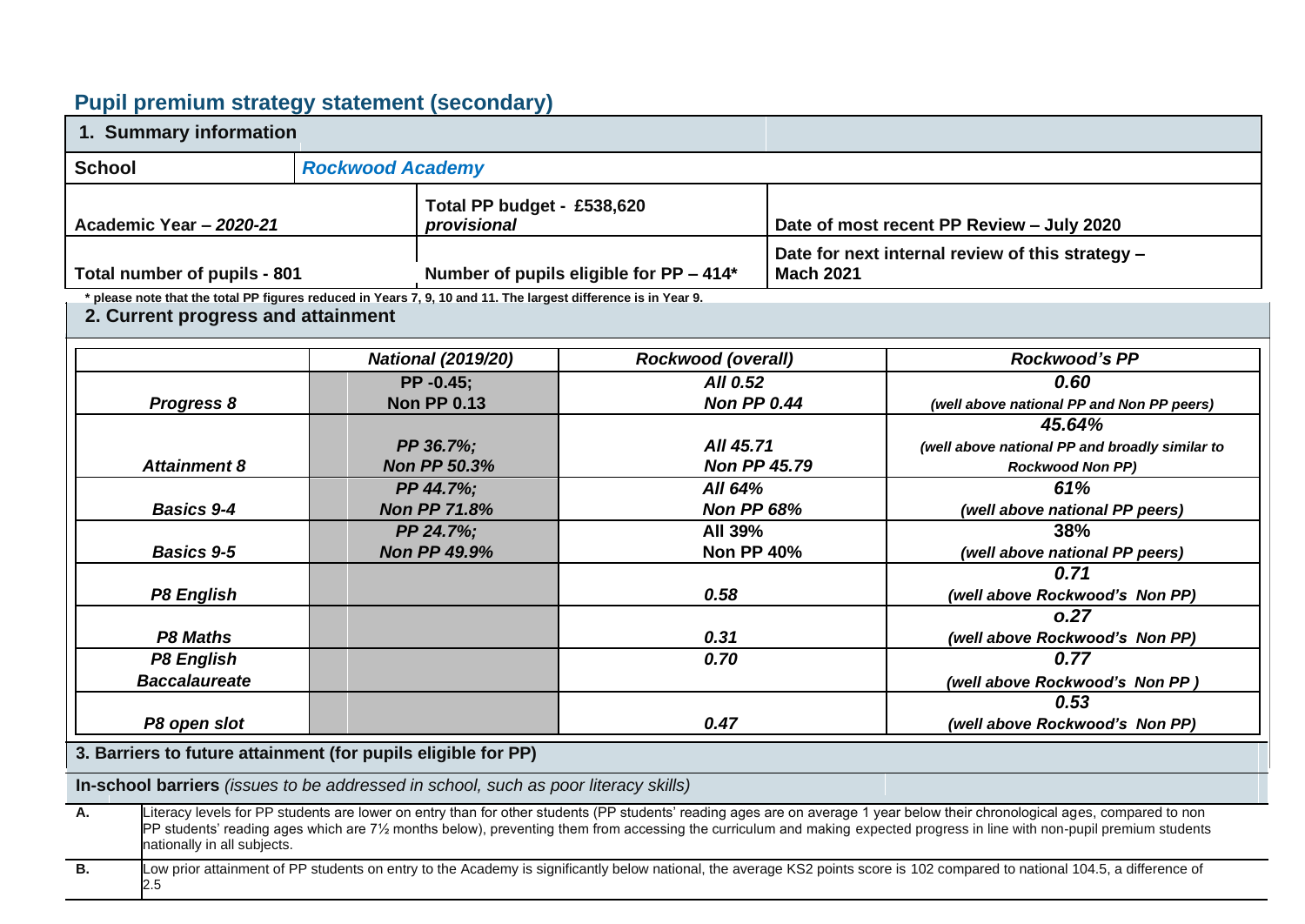## Pupil premium strategy statement (secondary)

| 1. Summary information | | | |
|---|---|---|---|
| School | *Rockwood Academy* | | |
| Academic Year – *2020-21* | | Total PP budget - £538,620 *provisional* | Date of most recent PP Review – July 2020 |
| Total number of pupils - 801 | | Number of pupils eligible for PP – 414* | Date for next internal review of this strategy – Mach 2021 |

*** please note that the total PP figures reduced in Years 7, 9, 10 and 11. The largest difference is in Year 9.**

### 2. Current progress and attainment

| | *National (2019/20)* | *Rockwood (overall)* | *Rockwood's PP* |
|---|---|---|---|
| *Progress 8* | PP -0.45; Non PP 0.13 | *All 0.52* *Non PP 0.44* | *0.60* *(well above national PP and Non PP peers)* |
| *Attainment 8* | *PP 36.7%;* *Non PP 50.3%* | *All 45.71* *Non PP 45.79* | *45.64%* *(well above national PP and broadly similar to Rockwood Non PP)* |
| *Basics 9-4* | *PP 44.7%;* *Non PP 71.8%* | *All 64%* *Non PP 68%* | *61%* *(well above national PP peers)* |
| *Basics 9-5* | *PP 24.7%;* *Non PP 49.9%* | All 39% Non PP 40% | 38% *(well above national PP peers)* |
| *P8 English* | | *0.58* | *0.71* *(well above Rockwood's Non PP)* |
| *P8 Maths* | | *0.31* | *o.27* *(well above Rockwood's Non PP)* |
| *P8 English Baccalaureate* | | *0.70* | *0.77* *(well above Rockwood's Non PP )* |
| *P8 open slot* | | *0.47* | *0.53* *(well above Rockwood's Non PP)* |

### 3. Barriers to future attainment (for pupils eligible for PP)

**In-school barriers** *(issues to be addressed in school, such as poor literacy skills)*

| | |
|---|---|
| **A.** | Literacy levels for PP students are lower on entry than for other students (PP students' reading ages are on average 1 year below their chronological ages, compared to non PP students' reading ages which are 7½ months below), preventing them from accessing the curriculum and making expected progress in line with non-pupil premium students nationally in all subjects. |
| **B.** | Low prior attainment of PP students on entry to the Academy is significantly below national, the average KS2 points score is 102 compared to national 104.5, a difference of 2.5 |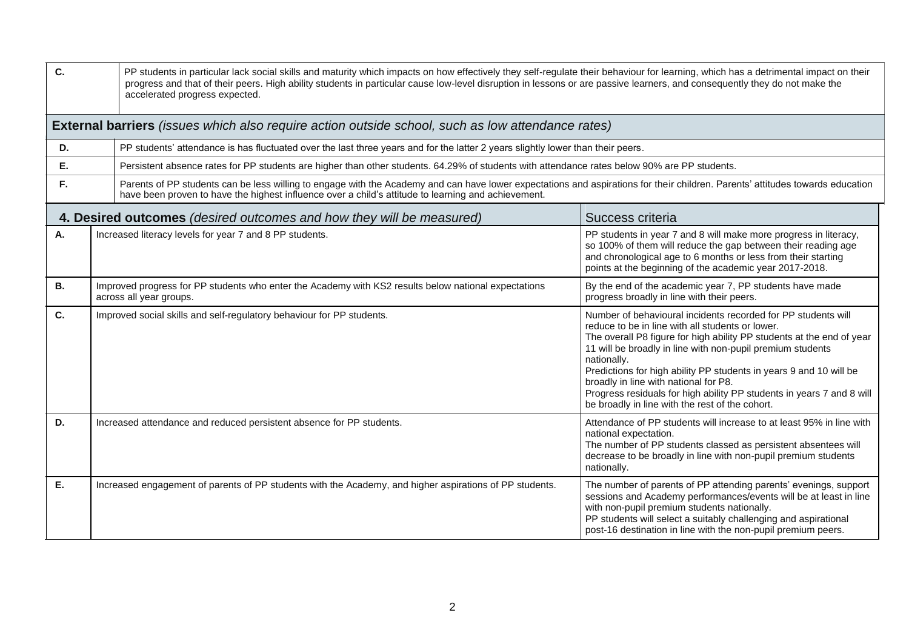| | |
|---|---|
| **C.** | PP students in particular lack social skills and maturity which impacts on how effectively they self-regulate their behaviour for learning, which has a detrimental impact on their progress and that of their peers. High ability students in particular cause low-level disruption in lessons or are passive learners, and consequently they do not make the accelerated progress expected. |
| **External barriers** *(issues which also require action outside school, such as low attendance rates)* | |
| **D.** | PP students' attendance is has fluctuated over the last three years and for the latter 2 years slightly lower than their peers. |
| **E.** | Persistent absence rates for PP students are higher than other students. 64.29% of students with attendance rates below 90% are PP students. |
| **F.** | Parents of PP students can be less willing to engage with the Academy and can have lower expectations and aspirations for their children. Parents' attitudes towards education have been proven to have the highest influence over a child's attitude to learning and achievement. |

| **4. Desired outcomes** *(desired outcomes and how they will be measured)* | | Success criteria |
|---|---|---|
| **A.** | Increased literacy levels for year 7 and 8 PP students. | PP students in year 7 and 8 will make more progress in literacy, so 100% of them will reduce the gap between their reading age and chronological age to 6 months or less from their starting points at the beginning of the academic year 2017-2018. |
| **B.** | Improved progress for PP students who enter the Academy with KS2 results below national expectations across all year groups. | By the end of the academic year 7, PP students have made progress broadly in line with their peers. |
| **C.** | Improved social skills and self-regulatory behaviour for PP students. | Number of behavioural incidents recorded for PP students will reduce to be in line with all students or lower.<br>The overall P8 figure for high ability PP students at the end of year 11 will be broadly in line with non-pupil premium students nationally.<br>Predictions for high ability PP students in years 9 and 10 will be broadly in line with national for P8.<br>Progress residuals for high ability PP students in years 7 and 8 will be broadly in line with the rest of the cohort. |
| **D.** | Increased attendance and reduced persistent absence for PP students. | Attendance of PP students will increase to at least 95% in line with national expectation.<br>The number of PP students classed as persistent absentees will decrease to be broadly in line with non-pupil premium students nationally. |
| **E.** | Increased engagement of parents of PP students with the Academy, and higher aspirations of PP students. | The number of parents of PP attending parents' evenings, support sessions and Academy performances/events will be at least in line with non-pupil premium students nationally.<br>PP students will select a suitably challenging and aspirational post-16 destination in line with the non-pupil premium peers. |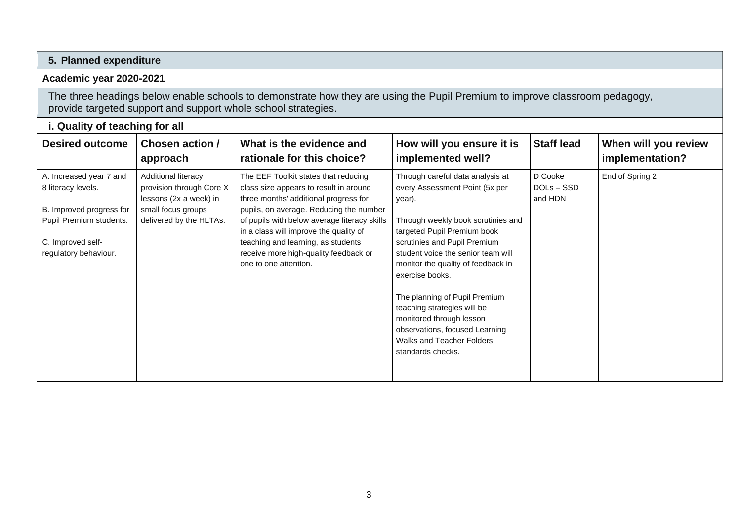## 5. Planned expenditure

**Academic year 2020-2021**

The three headings below enable schools to demonstrate how they are using the Pupil Premium to improve classroom pedagogy, provide targeted support and support whole school strategies.

### i. Quality of teaching for all

| Desired outcome | Chosen action / approach | What is the evidence and rationale for this choice? | How will you ensure it is implemented well? | Staff lead | When will you review implementation? |
|---|---|---|---|---|---|
| A. Increased year 7 and 8 literacy levels.<br><br>B. Improved progress for Pupil Premium students.<br><br>C. Improved self-regulatory behaviour. | Additional literacy provision through Core X lessons (2x a week) in small focus groups delivered by the HLTAs. | The EEF Toolkit states that reducing class size appears to result in around three months' additional progress for pupils, on average. Reducing the number of pupils with below average literacy skills in a class will improve the quality of teaching and learning, as students receive more high-quality feedback or one to one attention. | Through careful data analysis at every Assessment Point (5x per year).<br><br>Through weekly book scrutinies and targeted Pupil Premium book scrutinies and Pupil Premium student voice the senior team will monitor the quality of feedback in exercise books.<br><br>The planning of Pupil Premium teaching strategies will be monitored through lesson observations, focused Learning Walks and Teacher Folders standards checks. | D Cooke<br>DOLs – SSD and HDN | End of Spring 2 |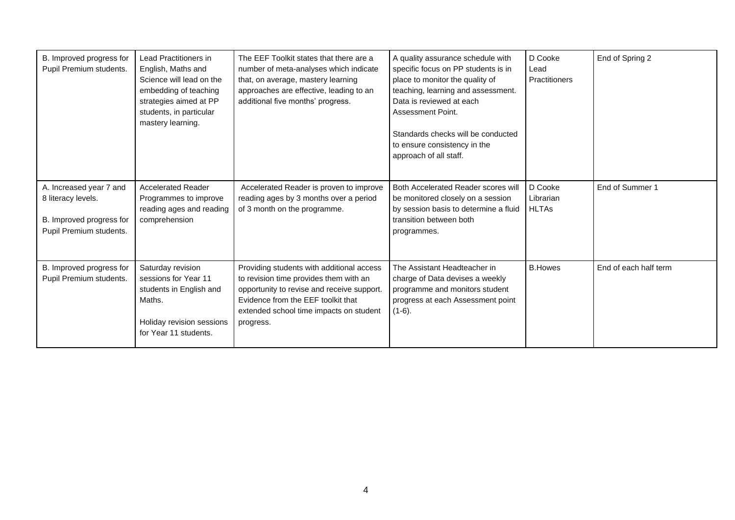| | | | | | |
|---|---|---|---|---|---|
| B. Improved progress for Pupil Premium students. | Lead Practitioners in English, Maths and Science will lead on the embedding of teaching strategies aimed at PP students, in particular mastery learning. | The EEF Toolkit states that there are a number of meta-analyses which indicate that, on average, mastery learning approaches are effective, leading to an additional five months' progress. | A quality assurance schedule with specific focus on PP students is in place to monitor the quality of teaching, learning and assessment. Data is reviewed at each Assessment Point.<br><br>Standards checks will be conducted to ensure consistency in the approach of all staff. | D Cooke<br>Lead Practitioners | End of Spring 2 |
| A. Increased year 7 and 8 literacy levels.<br><br>B. Improved progress for Pupil Premium students. | Accelerated Reader Programmes to improve reading ages and reading comprehension | Accelerated Reader is proven to improve reading ages by 3 months over a period of 3 month on the programme. | Both Accelerated Reader scores will be monitored closely on a session by session basis to determine a fluid transition between both programmes. | D Cooke<br>Librarian<br>HLTAs | End of Summer 1 |
| B. Improved progress for Pupil Premium students. | Saturday revision sessions for Year 11 students in English and Maths.<br><br>Holiday revision sessions for Year 11 students. | Providing students with additional access to revision time provides them with an opportunity to revise and receive support. Evidence from the EEF toolkit that extended school time impacts on student progress. | The Assistant Headteacher in charge of Data devises a weekly programme and monitors student progress at each Assessment point (1-6). | B.Howes | End of each half term |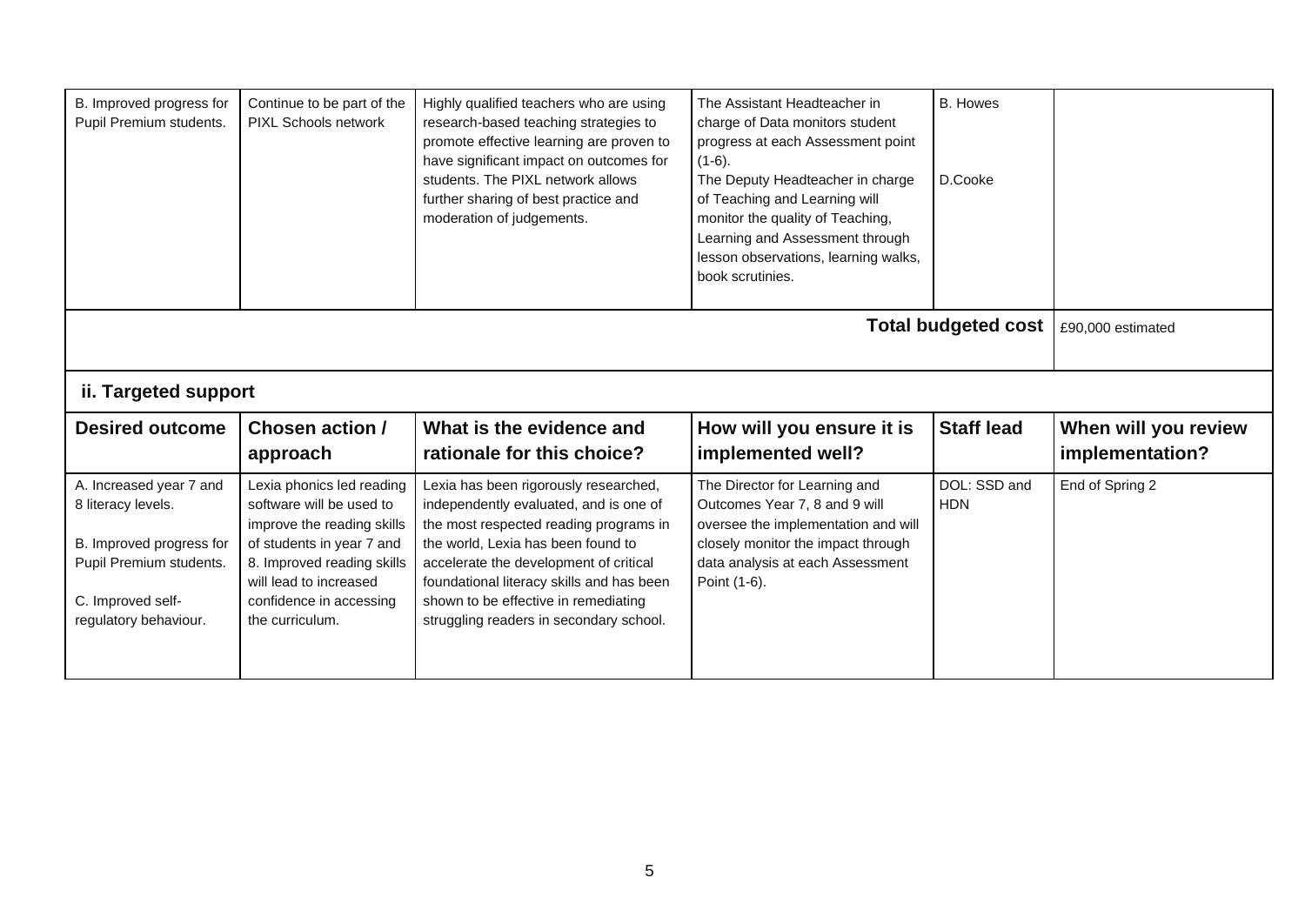| | | | | | |
|---|---|---|---|---|---|
| B. Improved progress for Pupil Premium students. | Continue to be part of the PIXL Schools network | Highly qualified teachers who are using research-based teaching strategies to promote effective learning are proven to have significant impact on outcomes for students. The PIXL network allows further sharing of best practice and moderation of judgements. | The Assistant Headteacher in charge of Data monitors student progress at each Assessment point (1-6).<br>The Deputy Headteacher in charge of Teaching and Learning will monitor the quality of Teaching, Learning and Assessment through lesson observations, learning walks, book scrutinies. | B. Howes<br><br>D.Cooke | |
| | | | | **Total budgeted cost** | £90,000 estimated |

## ii. Targeted support

| Desired outcome | Chosen action / approach | What is the evidence and rationale for this choice? | How will you ensure it is implemented well? | Staff lead | When will you review implementation? |
|---|---|---|---|---|---|
| A. Increased year 7 and 8 literacy levels.<br><br>B. Improved progress for Pupil Premium students.<br><br>C. Improved self-regulatory behaviour. | Lexia phonics led reading software will be used to improve the reading skills of students in year 7 and 8. Improved reading skills will lead to increased confidence in accessing the curriculum. | Lexia has been rigorously researched, independently evaluated, and is one of the most respected reading programs in the world, Lexia has been found to accelerate the development of critical foundational literacy skills and has been shown to be effective in remediating struggling readers in secondary school. | The Director for Learning and Outcomes Year 7, 8 and 9 will oversee the implementation and will closely monitor the impact through data analysis at each Assessment Point (1-6). | DOL: SSD and HDN | End of Spring 2 |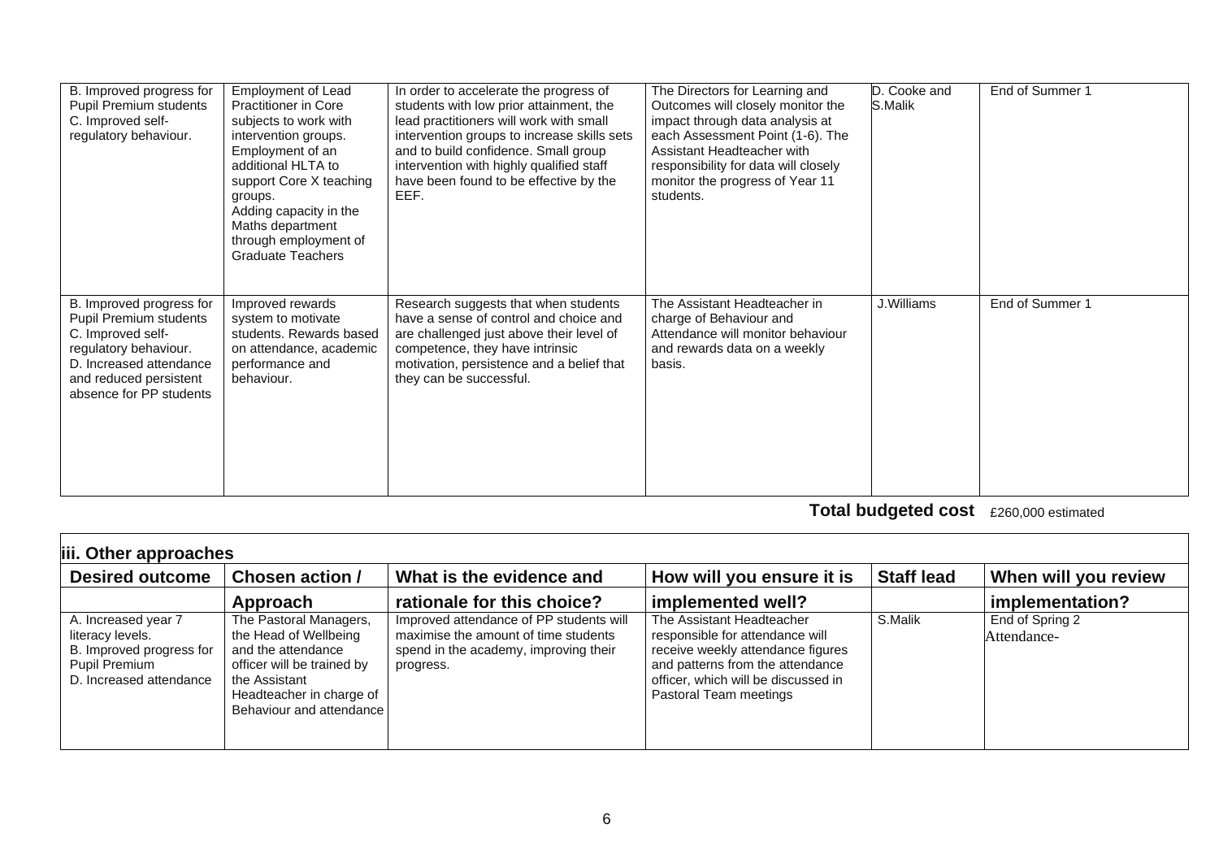| | | | | | |
|---|---|---|---|---|---|
| B. Improved progress for Pupil Premium students<br>C. Improved self-regulatory behaviour. | Employment of Lead Practitioner in Core subjects to work with intervention groups.<br>Employment of an additional HLTA to support Core X teaching groups.<br>Adding capacity in the Maths department through employment of Graduate Teachers | In order to accelerate the progress of students with low prior attainment, the lead practitioners will work with small intervention groups to increase skills sets and to build confidence. Small group intervention with highly qualified staff have been found to be effective by the EEF. | The Directors for Learning and Outcomes will closely monitor the impact through data analysis at each Assessment Point (1-6). The Assistant Headteacher with responsibility for data will closely monitor the progress of Year 11 students. | D. Cooke and S.Malik | End of Summer 1 |
| B. Improved progress for Pupil Premium students<br>C. Improved self-regulatory behaviour.<br>D. Increased attendance and reduced persistent absence for PP students | Improved rewards system to motivate students. Rewards based on attendance, academic performance and behaviour. | Research suggests that when students have a sense of control and choice and are challenged just above their level of competence, they have intrinsic motivation, persistence and a belief that they can be successful. | The Assistant Headteacher in charge of Behaviour and Attendance will monitor behaviour and rewards data on a weekly basis. | J.Williams | End of Summer 1 |

**Total budgeted cost** £260,000 estimated

**iii. Other approaches**

| Desired outcome | Chosen action / Approach | What is the evidence and rationale for this choice? | How will you ensure it is implemented well? | Staff lead | When will you review implementation? |
|---|---|---|---|---|---|
| A. Increased year 7 literacy levels.<br>B. Improved progress for Pupil Premium<br>D. Increased attendance | The Pastoral Managers, the Head of Wellbeing and the attendance officer will be trained by the Assistant Headteacher in charge of Behaviour and attendance | Improved attendance of PP students will maximise the amount of time students spend in the academy, improving their progress. | The Assistant Headteacher responsible for attendance will receive weekly attendance figures and patterns from the attendance officer, which will be discussed in Pastoral Team meetings | S.Malik | End of Spring 2<br>Attendance- |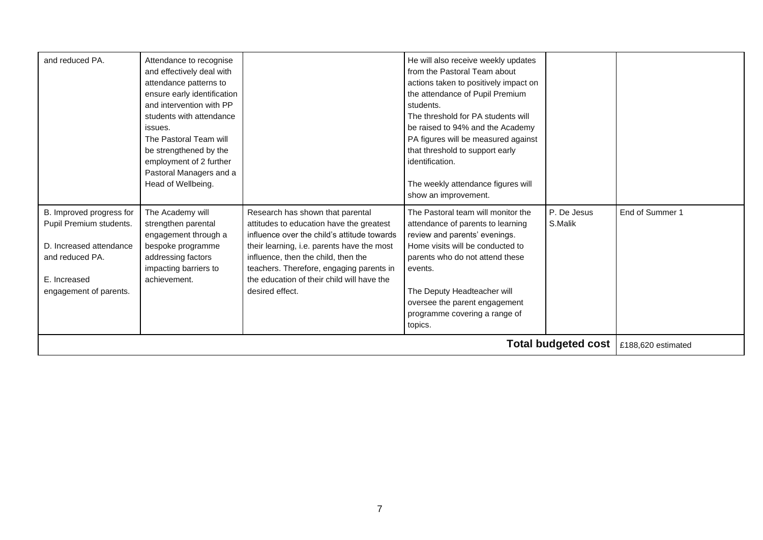| | | | | | |
|---|---|---|---|---|---|
| and reduced PA. | Attendance to recognise and effectively deal with attendance patterns to ensure early identification and intervention with PP students with attendance issues.<br>The Pastoral Team will be strengthened by the employment of 2 further Pastoral Managers and a Head of Wellbeing. | | He will also receive weekly updates from the Pastoral Team about actions taken to positively impact on the attendance of Pupil Premium students.<br>The threshold for PA students will be raised to 94% and the Academy PA figures will be measured against that threshold to support early identification.<br><br>The weekly attendance figures will show an improvement. | | |
| B. Improved progress for Pupil Premium students.<br><br>D. Increased attendance and reduced PA.<br><br>E. Increased engagement of parents. | The Academy will strengthen parental engagement through a bespoke programme addressing factors impacting barriers to achievement. | Research has shown that parental attitudes to education have the greatest influence over the child's attitude towards their learning, i.e. parents have the most influence, then the child, then the teachers. Therefore, engaging parents in the education of their child will have the desired effect. | The Pastoral team will monitor the attendance of parents to learning review and parents' evenings. Home visits will be conducted to parents who do not attend these events.<br><br>The Deputy Headteacher will oversee the parent engagement programme covering a range of topics. | P. De Jesus<br>S.Malik | End of Summer 1 |
| | | | | **Total budgeted cost** | £188,620 estimated |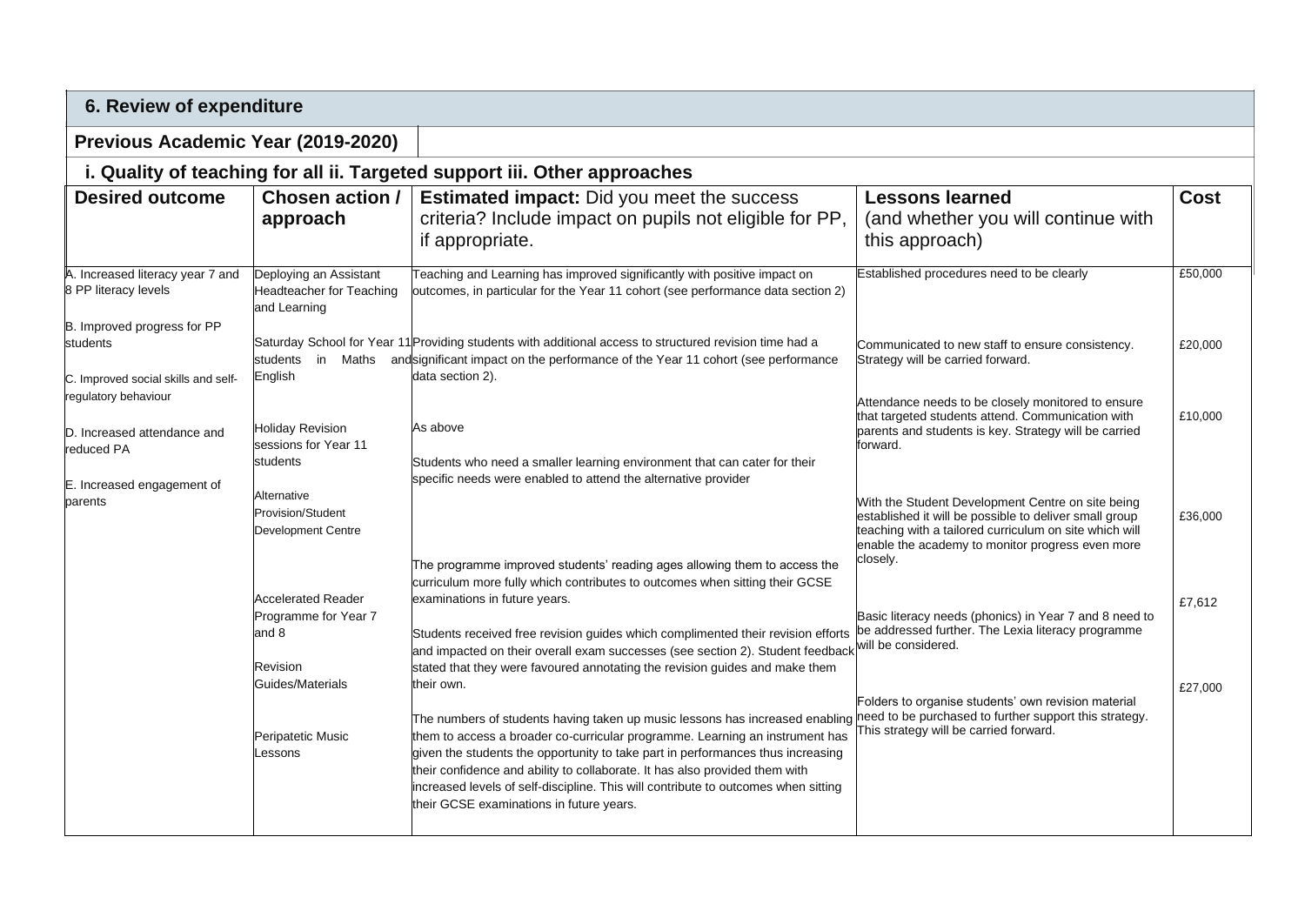## 6. Review of expenditure

**Previous Academic Year (2019-2020)**

**i. Quality of teaching for all ii. Targeted support iii. Other approaches**

| Desired outcome | Chosen action / approach | Estimated impact: Did you meet the success criteria? Include impact on pupils not eligible for PP, if appropriate. | Lessons learned (and whether you will continue with this approach) | Cost |
|---|---|---|---|---|
| A. Increased literacy year 7 and 8 PP literacy levels<br><br>B. Improved progress for PP students<br><br>C. Improved social skills and self-regulatory behaviour<br><br>D. Increased attendance and reduced PA<br><br>E. Increased engagement of parents | Deploying an Assistant Headteacher for Teaching and Learning | Teaching and Learning has improved significantly with positive impact on outcomes, in particular for the Year 11 cohort (see performance data section 2) | Established procedures need to be clearly | £50,000 |
| | Saturday School for Year 11 students in Maths and English | Providing students with additional access to structured revision time had a significant impact on the performance of the Year 11 cohort (see performance data section 2). | Communicated to new staff to ensure consistency. Strategy will be carried forward. | £20,000 |
| | Holiday Revision sessions for Year 11 students | As above | Attendance needs to be closely monitored to ensure that targeted students attend. Communication with parents and students is key. Strategy will be carried forward. | £10,000 |
| | Alternative Provision/Student Development Centre | Students who need a smaller learning environment that can cater for their specific needs were enabled to attend the alternative provider | With the Student Development Centre on site being established it will be possible to deliver small group teaching with a tailored curriculum on site which will enable the academy to monitor progress even more closely. | £36,000 |
| | Accelerated Reader Programme for Year 7 and 8 | The programme improved students' reading ages allowing them to access the curriculum more fully which contributes to outcomes when sitting their GCSE examinations in future years. | Basic literacy needs (phonics) in Year 7 and 8 need to be addressed further. The Lexia literacy programme will be considered. | £7,612 |
| | Revision Guides/Materials | Students received free revision guides which complimented their revision efforts and impacted on their overall exam successes (see section 2). Student feedback stated that they were favoured annotating the revision guides and make them their own. | Folders to organise students' own revision material need to be purchased to further support this strategy. This strategy will be carried forward. | £27,000 |
| | Peripatetic Music Lessons | The numbers of students having taken up music lessons has increased enabling them to access a broader co-curricular programme. Learning an instrument has given the students the opportunity to take part in performances thus increasing their confidence and ability to collaborate. It has also provided them with increased levels of self-discipline. This will contribute to outcomes when sitting their GCSE examinations in future years. | | |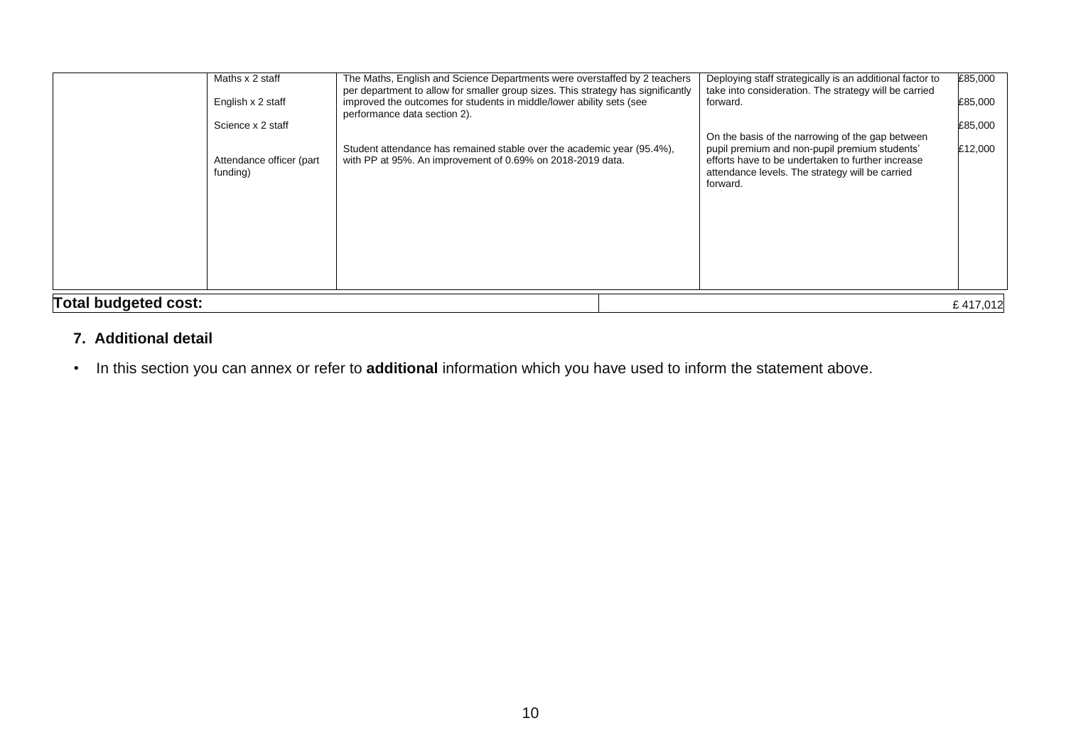| | | | | |
|---|---|---|---|---|
| | Maths x 2 staff<br><br>English x 2 staff<br><br>Science x 2 staff<br><br>Attendance officer (part funding) | The Maths, English and Science Departments were overstaffed by 2 teachers per department to allow for smaller group sizes. This strategy has significantly improved the outcomes for students in middle/lower ability sets (see performance data section 2).<br><br>Student attendance has remained stable over the academic year (95.4%), with PP at 95%. An improvement of 0.69% on 2018-2019 data. | Deploying staff strategically is an additional factor to take into consideration. The strategy will be carried forward.<br><br>On the basis of the narrowing of the gap between pupil premium and non-pupil premium students' efforts have to be undertaken to further increase attendance levels. The strategy will be carried forward. | £85,000<br><br>£85,000<br><br>£85,000<br><br>£12,000 |
| **Total budgeted cost:** | | | | £ 417,012 |

## 7. Additional detail

- In this section you can annex or refer to **additional** information which you have used to inform the statement above.